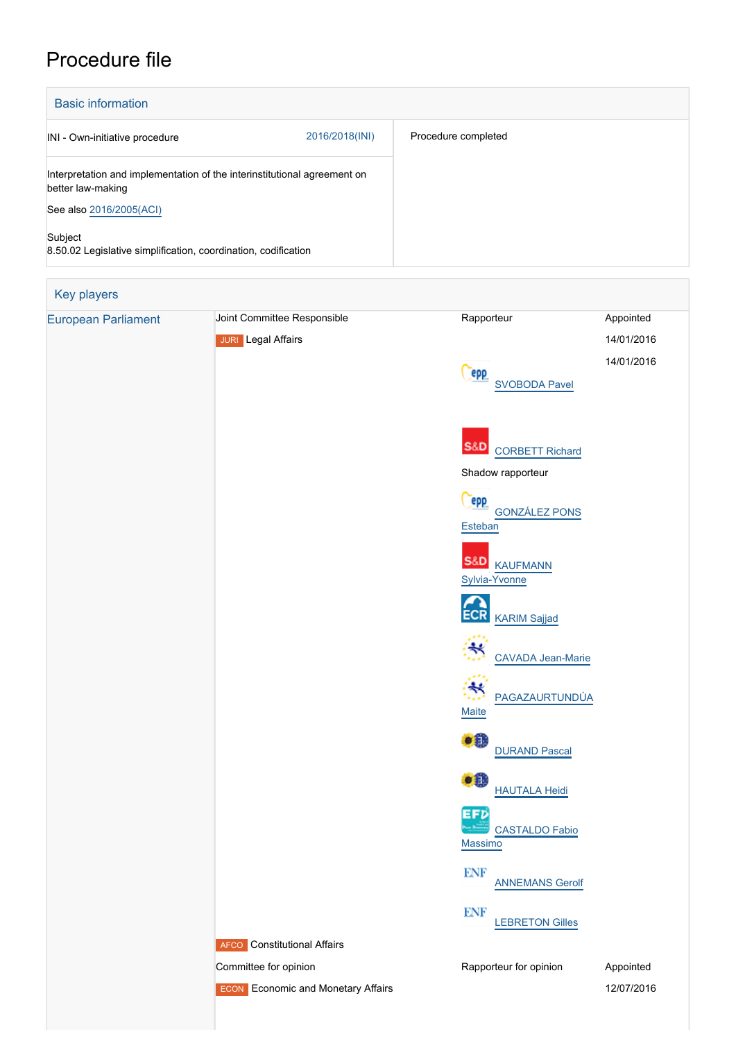# Procedure file

## Basic information

| | | |
|---|---|---|
| INI - Own-initiative procedure | 2016/2018(INI) | Procedure completed |
| Interpretation and implementation of the interinstitutional agreement on better law-making<br><br>See also 2016/2005(ACI)<br><br>Subject<br>8.50.02 Legislative simplification, coordination, codification | | |

## Key players

| | | | |
|---|---|---|---|
| European Parliament | Joint Committee Responsible | Rapporteur | Appointed |
| | JURI Legal Affairs | | 14/01/2016 |
| | | SVOBODA Pavel | 14/01/2016 |
| | | CORBETT Richard | |
| | | Shadow rapporteur | |
| | | GONZÁLEZ PONS Esteban | |
| | | KAUFMANN Sylvia-Yvonne | |
| | | KARIM Sajjad | |
| | | CAVADA Jean-Marie | |
| | | PAGAZAURTUNDÚA Maite | |
| | | DURAND Pascal | |
| | | HAUTALA Heidi | |
| | | CASTALDO Fabio Massimo | |
| | | ANNEMANS Gerolf | |
| | | LEBRETON Gilles | |
| | AFCO Constitutional Affairs | | |
| | Committee for opinion | Rapporteur for opinion | Appointed |
| | ECON Economic and Monetary Affairs | | 12/07/2016 |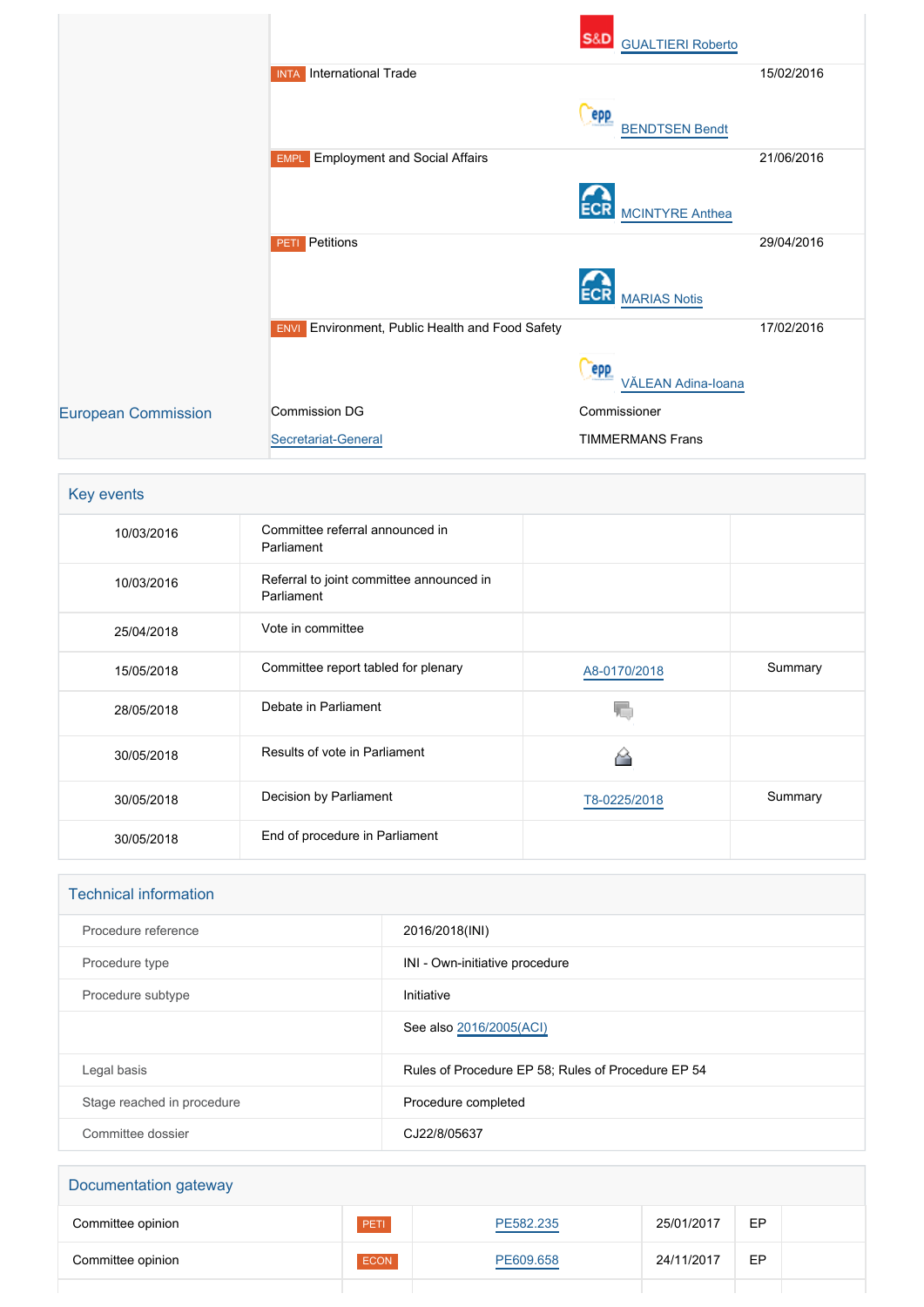| | | | |
|---|---|---|---|
| | | S&D GUALTIERI Roberto | |
| | INTA International Trade | | 15/02/2016 |
| | | epp BENDTSEN Bendt | |
| | EMPL Employment and Social Affairs | | 21/06/2016 |
| | | ECR MCINTYRE Anthea | |
| | PETI Petitions | | 29/04/2016 |
| | | ECR MARIAS Notis | |
| | ENVI Environment, Public Health and Food Safety | | 17/02/2016 |
| | | epp VĂLEAN Adina-Ioana | |
| European Commission | Commission DG | Commissioner | |
| | Secretariat-General | TIMMERMANS Frans | |

## Key events

| | | | |
|---|---|---|---|
| 10/03/2016 | Committee referral announced in Parliament | | |
| 10/03/2016 | Referral to joint committee announced in Parliament | | |
| 25/04/2018 | Vote in committee | | |
| 15/05/2018 | Committee report tabled for plenary | A8-0170/2018 | Summary |
| 28/05/2018 | Debate in Parliament | | |
| 30/05/2018 | Results of vote in Parliament | | |
| 30/05/2018 | Decision by Parliament | T8-0225/2018 | Summary |
| 30/05/2018 | End of procedure in Parliament | | |

## Technical information

| | |
|---|---|
| Procedure reference | 2016/2018(INI) |
| Procedure type | INI - Own-initiative procedure |
| Procedure subtype | Initiative |
| | See also 2016/2005(ACI) |
| Legal basis | Rules of Procedure EP 58; Rules of Procedure EP 54 |
| Stage reached in procedure | Procedure completed |
| Committee dossier | CJ22/8/05637 |

## Documentation gateway

| | | | | | |
|---|---|---|---|---|---|
| Committee opinion | PETI | PE582.235 | 25/01/2017 | EP | |
| Committee opinion | ECON | PE609.658 | 24/11/2017 | EP | |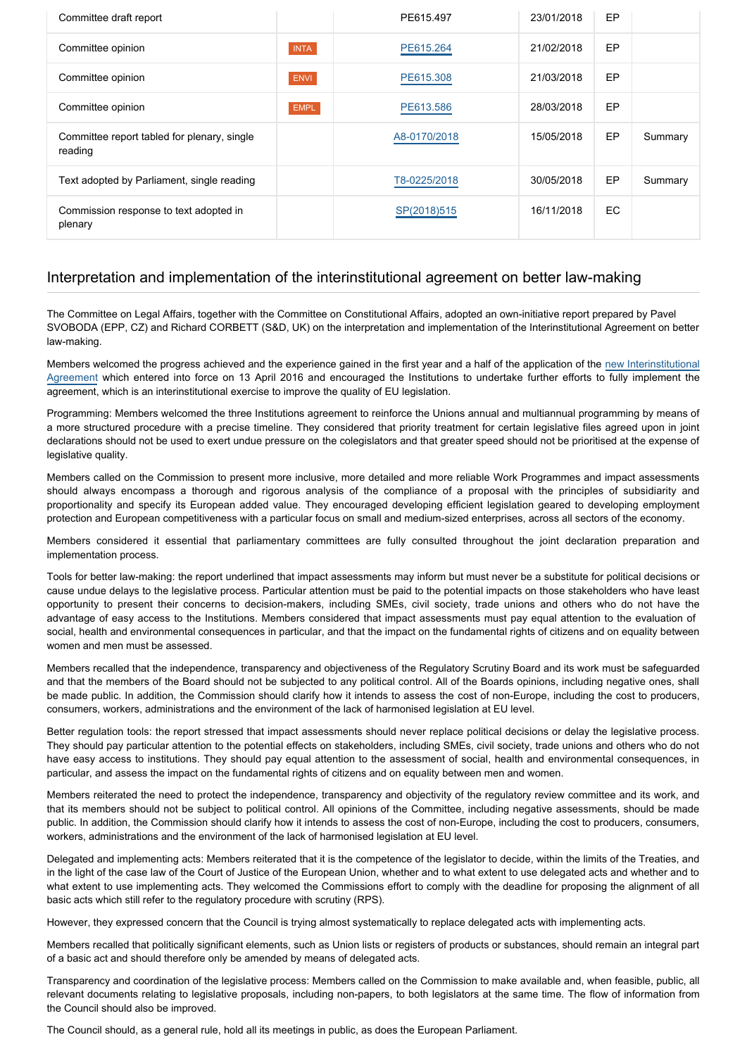| | | | | | |
|---|---|---|---|---|---|
| Committee draft report | | PE615.497 | 23/01/2018 | EP | |
| Committee opinion | INTA | PE615.264 | 21/02/2018 | EP | |
| Committee opinion | ENVI | PE615.308 | 21/03/2018 | EP | |
| Committee opinion | EMPL | PE613.586 | 28/03/2018 | EP | |
| Committee report tabled for plenary, single reading | | A8-0170/2018 | 15/05/2018 | EP | Summary |
| Text adopted by Parliament, single reading | | T8-0225/2018 | 30/05/2018 | EP | Summary |
| Commission response to text adopted in plenary | | SP(2018)515 | 16/11/2018 | EC | |

## Interpretation and implementation of the interinstitutional agreement on better law-making

The Committee on Legal Affairs, together with the Committee on Constitutional Affairs, adopted an own-initiative report prepared by Pavel SVOBODA (EPP, CZ) and Richard CORBETT (S&D, UK) on the interpretation and implementation of the Interinstitutional Agreement on better law-making.

Members welcomed the progress achieved and the experience gained in the first year and a half of the application of the new Interinstitutional Agreement which entered into force on 13 April 2016 and encouraged the Institutions to undertake further efforts to fully implement the agreement, which is an interinstitutional exercise to improve the quality of EU legislation.

Programming: Members welcomed the three Institutions agreement to reinforce the Unions annual and multiannual programming by means of a more structured procedure with a precise timeline. They considered that priority treatment for certain legislative files agreed upon in joint declarations should not be used to exert undue pressure on the colegislators and that greater speed should not be prioritised at the expense of legislative quality.

Members called on the Commission to present more inclusive, more detailed and more reliable Work Programmes and impact assessments should always encompass a thorough and rigorous analysis of the compliance of a proposal with the principles of subsidiarity and proportionality and specify its European added value. They encouraged developing efficient legislation geared to developing employment protection and European competitiveness with a particular focus on small and medium-sized enterprises, across all sectors of the economy.

Members considered it essential that parliamentary committees are fully consulted throughout the joint declaration preparation and implementation process.

Tools for better law-making: the report underlined that impact assessments may inform but must never be a substitute for political decisions or cause undue delays to the legislative process. Particular attention must be paid to the potential impacts on those stakeholders who have least opportunity to present their concerns to decision-makers, including SMEs, civil society, trade unions and others who do not have the advantage of easy access to the Institutions. Members considered that impact assessments must pay equal attention to the evaluation of social, health and environmental consequences in particular, and that the impact on the fundamental rights of citizens and on equality between women and men must be assessed.

Members recalled that the independence, transparency and objectiveness of the Regulatory Scrutiny Board and its work must be safeguarded and that the members of the Board should not be subjected to any political control. All of the Boards opinions, including negative ones, shall be made public. In addition, the Commission should clarify how it intends to assess the cost of non-Europe, including the cost to producers, consumers, workers, administrations and the environment of the lack of harmonised legislation at EU level.

Better regulation tools: the report stressed that impact assessments should never replace political decisions or delay the legislative process. They should pay particular attention to the potential effects on stakeholders, including SMEs, civil society, trade unions and others who do not have easy access to institutions. They should pay equal attention to the assessment of social, health and environmental consequences, in particular, and assess the impact on the fundamental rights of citizens and on equality between men and women.

Members reiterated the need to protect the independence, transparency and objectivity of the regulatory review committee and its work, and that its members should not be subject to political control. All opinions of the Committee, including negative assessments, should be made public. In addition, the Commission should clarify how it intends to assess the cost of non-Europe, including the cost to producers, consumers, workers, administrations and the environment of the lack of harmonised legislation at EU level.

Delegated and implementing acts: Members reiterated that it is the competence of the legislator to decide, within the limits of the Treaties, and in the light of the case law of the Court of Justice of the European Union, whether and to what extent to use delegated acts and whether and to what extent to use implementing acts. They welcomed the Commissions effort to comply with the deadline for proposing the alignment of all basic acts which still refer to the regulatory procedure with scrutiny (RPS).

However, they expressed concern that the Council is trying almost systematically to replace delegated acts with implementing acts.

Members recalled that politically significant elements, such as Union lists or registers of products or substances, should remain an integral part of a basic act and should therefore only be amended by means of delegated acts.

Transparency and coordination of the legislative process: Members called on the Commission to make available and, when feasible, public, all relevant documents relating to legislative proposals, including non-papers, to both legislators at the same time. The flow of information from the Council should also be improved.

The Council should, as a general rule, hold all its meetings in public, as does the European Parliament.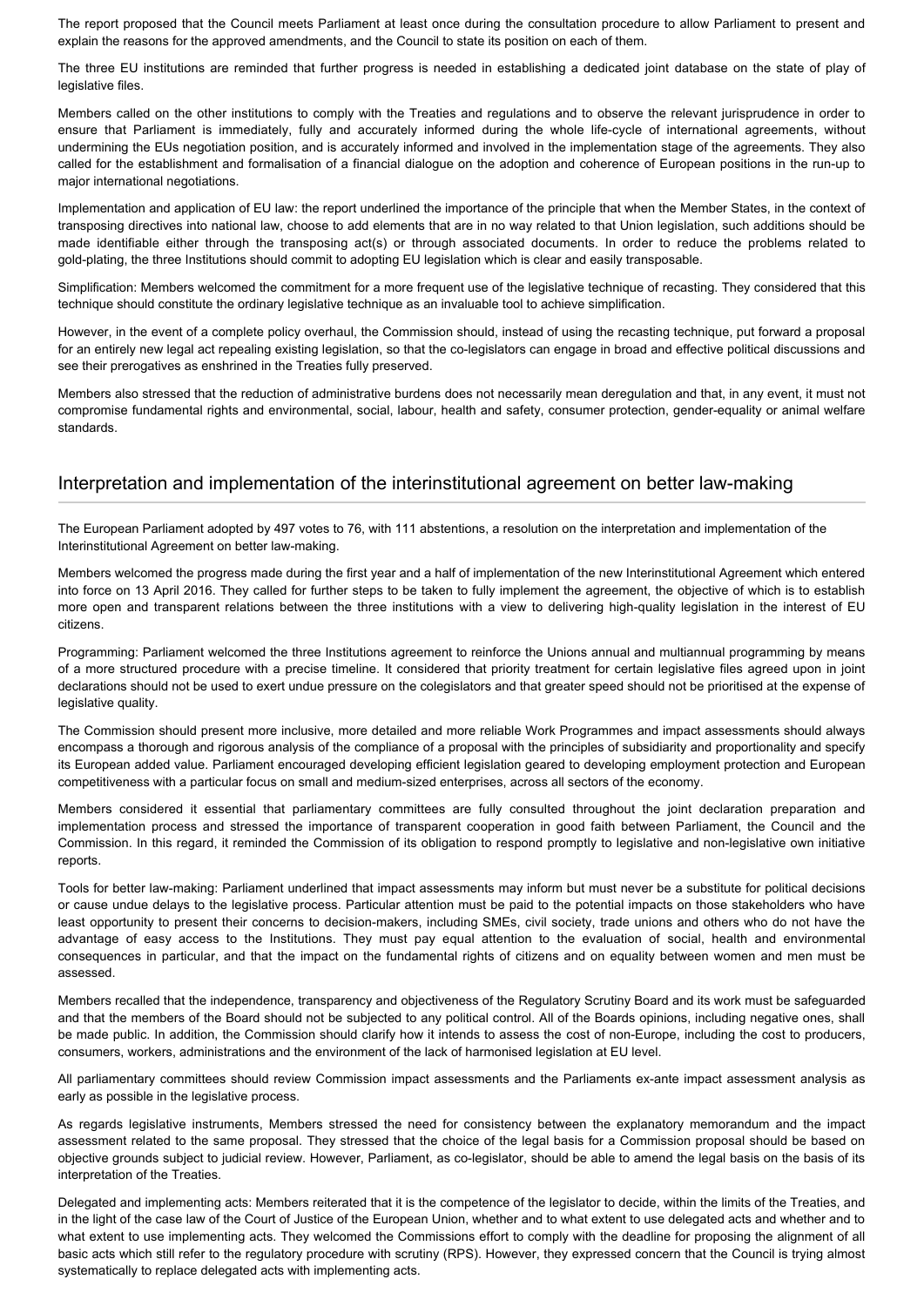The report proposed that the Council meets Parliament at least once during the consultation procedure to allow Parliament to present and explain the reasons for the approved amendments, and the Council to state its position on each of them.

The three EU institutions are reminded that further progress is needed in establishing a dedicated joint database on the state of play of legislative files.

Members called on the other institutions to comply with the Treaties and regulations and to observe the relevant jurisprudence in order to ensure that Parliament is immediately, fully and accurately informed during the whole life-cycle of international agreements, without undermining the EUs negotiation position, and is accurately informed and involved in the implementation stage of the agreements. They also called for the establishment and formalisation of a financial dialogue on the adoption and coherence of European positions in the run-up to major international negotiations.

Implementation and application of EU law: the report underlined the importance of the principle that when the Member States, in the context of transposing directives into national law, choose to add elements that are in no way related to that Union legislation, such additions should be made identifiable either through the transposing act(s) or through associated documents. In order to reduce the problems related to gold-plating, the three Institutions should commit to adopting EU legislation which is clear and easily transposable.

Simplification: Members welcomed the commitment for a more frequent use of the legislative technique of recasting. They considered that this technique should constitute the ordinary legislative technique as an invaluable tool to achieve simplification.

However, in the event of a complete policy overhaul, the Commission should, instead of using the recasting technique, put forward a proposal for an entirely new legal act repealing existing legislation, so that the co-legislators can engage in broad and effective political discussions and see their prerogatives as enshrined in the Treaties fully preserved.

Members also stressed that the reduction of administrative burdens does not necessarily mean deregulation and that, in any event, it must not compromise fundamental rights and environmental, social, labour, health and safety, consumer protection, gender-equality or animal welfare standards.

## Interpretation and implementation of the interinstitutional agreement on better law-making

The European Parliament adopted by 497 votes to 76, with 111 abstentions, a resolution on the interpretation and implementation of the Interinstitutional Agreement on better law-making.

Members welcomed the progress made during the first year and a half of implementation of the new Interinstitutional Agreement which entered into force on 13 April 2016. They called for further steps to be taken to fully implement the agreement, the objective of which is to establish more open and transparent relations between the three institutions with a view to delivering high-quality legislation in the interest of EU citizens.

Programming: Parliament welcomed the three Institutions agreement to reinforce the Unions annual and multiannual programming by means of a more structured procedure with a precise timeline. It considered that priority treatment for certain legislative files agreed upon in joint declarations should not be used to exert undue pressure on the colegislators and that greater speed should not be prioritised at the expense of legislative quality.

The Commission should present more inclusive, more detailed and more reliable Work Programmes and impact assessments should always encompass a thorough and rigorous analysis of the compliance of a proposal with the principles of subsidiarity and proportionality and specify its European added value. Parliament encouraged developing efficient legislation geared to developing employment protection and European competitiveness with a particular focus on small and medium-sized enterprises, across all sectors of the economy.

Members considered it essential that parliamentary committees are fully consulted throughout the joint declaration preparation and implementation process and stressed the importance of transparent cooperation in good faith between Parliament, the Council and the Commission. In this regard, it reminded the Commission of its obligation to respond promptly to legislative and non-legislative own initiative reports.

Tools for better law-making: Parliament underlined that impact assessments may inform but must never be a substitute for political decisions or cause undue delays to the legislative process. Particular attention must be paid to the potential impacts on those stakeholders who have least opportunity to present their concerns to decision-makers, including SMEs, civil society, trade unions and others who do not have the advantage of easy access to the Institutions. They must pay equal attention to the evaluation of social, health and environmental consequences in particular, and that the impact on the fundamental rights of citizens and on equality between women and men must be assessed.

Members recalled that the independence, transparency and objectiveness of the Regulatory Scrutiny Board and its work must be safeguarded and that the members of the Board should not be subjected to any political control. All of the Boards opinions, including negative ones, shall be made public. In addition, the Commission should clarify how it intends to assess the cost of non-Europe, including the cost to producers, consumers, workers, administrations and the environment of the lack of harmonised legislation at EU level.

All parliamentary committees should review Commission impact assessments and the Parliaments ex-ante impact assessment analysis as early as possible in the legislative process.

As regards legislative instruments, Members stressed the need for consistency between the explanatory memorandum and the impact assessment related to the same proposal. They stressed that the choice of the legal basis for a Commission proposal should be based on objective grounds subject to judicial review. However, Parliament, as co-legislator, should be able to amend the legal basis on the basis of its interpretation of the Treaties.

Delegated and implementing acts: Members reiterated that it is the competence of the legislator to decide, within the limits of the Treaties, and in the light of the case law of the Court of Justice of the European Union, whether and to what extent to use delegated acts and whether and to what extent to use implementing acts. They welcomed the Commissions effort to comply with the deadline for proposing the alignment of all basic acts which still refer to the regulatory procedure with scrutiny (RPS). However, they expressed concern that the Council is trying almost systematically to replace delegated acts with implementing acts.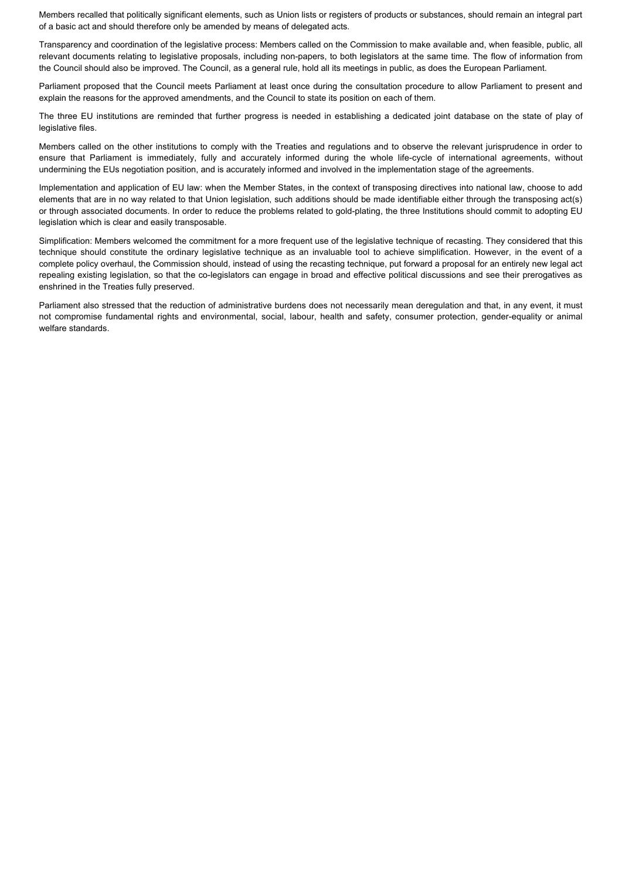Members recalled that politically significant elements, such as Union lists or registers of products or substances, should remain an integral part of a basic act and should therefore only be amended by means of delegated acts.

Transparency and coordination of the legislative process: Members called on the Commission to make available and, when feasible, public, all relevant documents relating to legislative proposals, including non-papers, to both legislators at the same time. The flow of information from the Council should also be improved. The Council, as a general rule, hold all its meetings in public, as does the European Parliament.

Parliament proposed that the Council meets Parliament at least once during the consultation procedure to allow Parliament to present and explain the reasons for the approved amendments, and the Council to state its position on each of them.

The three EU institutions are reminded that further progress is needed in establishing a dedicated joint database on the state of play of legislative files.

Members called on the other institutions to comply with the Treaties and regulations and to observe the relevant jurisprudence in order to ensure that Parliament is immediately, fully and accurately informed during the whole life-cycle of international agreements, without undermining the EUs negotiation position, and is accurately informed and involved in the implementation stage of the agreements.

Implementation and application of EU law: when the Member States, in the context of transposing directives into national law, choose to add elements that are in no way related to that Union legislation, such additions should be made identifiable either through the transposing act(s) or through associated documents. In order to reduce the problems related to gold-plating, the three Institutions should commit to adopting EU legislation which is clear and easily transposable.

Simplification: Members welcomed the commitment for a more frequent use of the legislative technique of recasting. They considered that this technique should constitute the ordinary legislative technique as an invaluable tool to achieve simplification. However, in the event of a complete policy overhaul, the Commission should, instead of using the recasting technique, put forward a proposal for an entirely new legal act repealing existing legislation, so that the co-legislators can engage in broad and effective political discussions and see their prerogatives as enshrined in the Treaties fully preserved.

Parliament also stressed that the reduction of administrative burdens does not necessarily mean deregulation and that, in any event, it must not compromise fundamental rights and environmental, social, labour, health and safety, consumer protection, gender-equality or animal welfare standards.